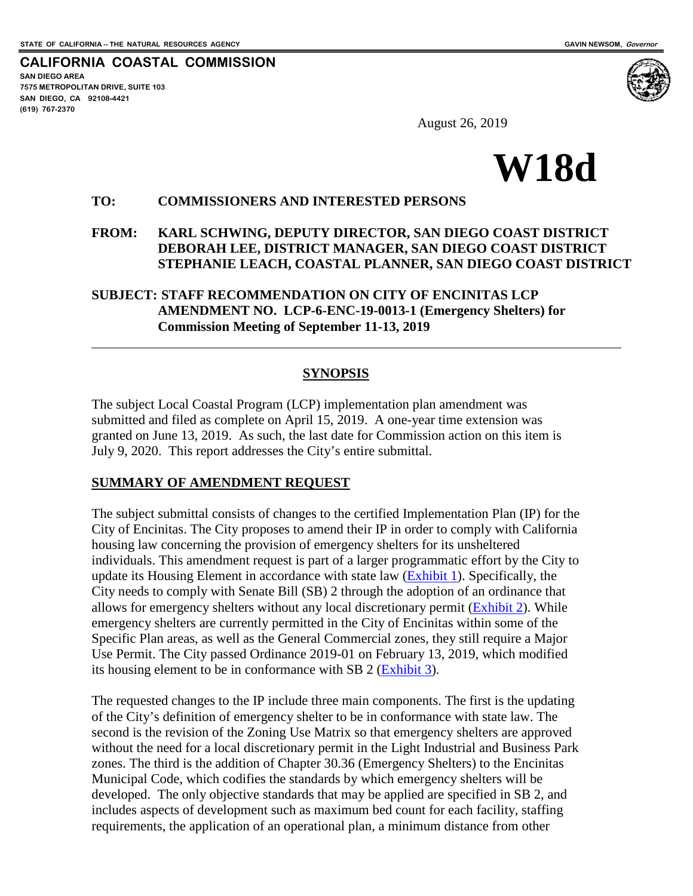STATE OF CALIFORNIA -- THE NATURAL RESOURCES AGENCY GAVIN NEWSOM, *Governor*

**CALIFORNIA COASTAL COMMISSION**
**SAN DIEGO AREA**
**7575 METROPOLITAN DRIVE, SUITE 103**
**SAN DIEGO, CA 92108-4421**
**(619) 767-2370**

August 26, 2019

# W18d

**TO: COMMISSIONERS AND INTERESTED PERSONS**

**FROM: KARL SCHWING, DEPUTY DIRECTOR, SAN DIEGO COAST DISTRICT**
**DEBORAH LEE, DISTRICT MANAGER, SAN DIEGO COAST DISTRICT**
**STEPHANIE LEACH, COASTAL PLANNER, SAN DIEGO COAST DISTRICT**

**SUBJECT: STAFF RECOMMENDATION ON CITY OF ENCINITAS LCP AMENDMENT NO. LCP-6-ENC-19-0013-1 (Emergency Shelters) for Commission Meeting of September 11-13, 2019**

---

## SYNOPSIS

The subject Local Coastal Program (LCP) implementation plan amendment was submitted and filed as complete on April 15, 2019. A one-year time extension was granted on June 13, 2019. As such, the last date for Commission action on this item is July 9, 2020. This report addresses the City's entire submittal.

## SUMMARY OF AMENDMENT REQUEST

The subject submittal consists of changes to the certified Implementation Plan (IP) for the City of Encinitas. The City proposes to amend their IP in order to comply with California housing law concerning the provision of emergency shelters for its unsheltered individuals. This amendment request is part of a larger programmatic effort by the City to update its Housing Element in accordance with state law (Exhibit 1). Specifically, the City needs to comply with Senate Bill (SB) 2 through the adoption of an ordinance that allows for emergency shelters without any local discretionary permit (Exhibit 2). While emergency shelters are currently permitted in the City of Encinitas within some of the Specific Plan areas, as well as the General Commercial zones, they still require a Major Use Permit. The City passed Ordinance 2019-01 on February 13, 2019, which modified its housing element to be in conformance with SB 2 (Exhibit 3).

The requested changes to the IP include three main components. The first is the updating of the City's definition of emergency shelter to be in conformance with state law. The second is the revision of the Zoning Use Matrix so that emergency shelters are approved without the need for a local discretionary permit in the Light Industrial and Business Park zones. The third is the addition of Chapter 30.36 (Emergency Shelters) to the Encinitas Municipal Code, which codifies the standards by which emergency shelters will be developed. The only objective standards that may be applied are specified in SB 2, and includes aspects of development such as maximum bed count for each facility, staffing requirements, the application of an operational plan, a minimum distance from other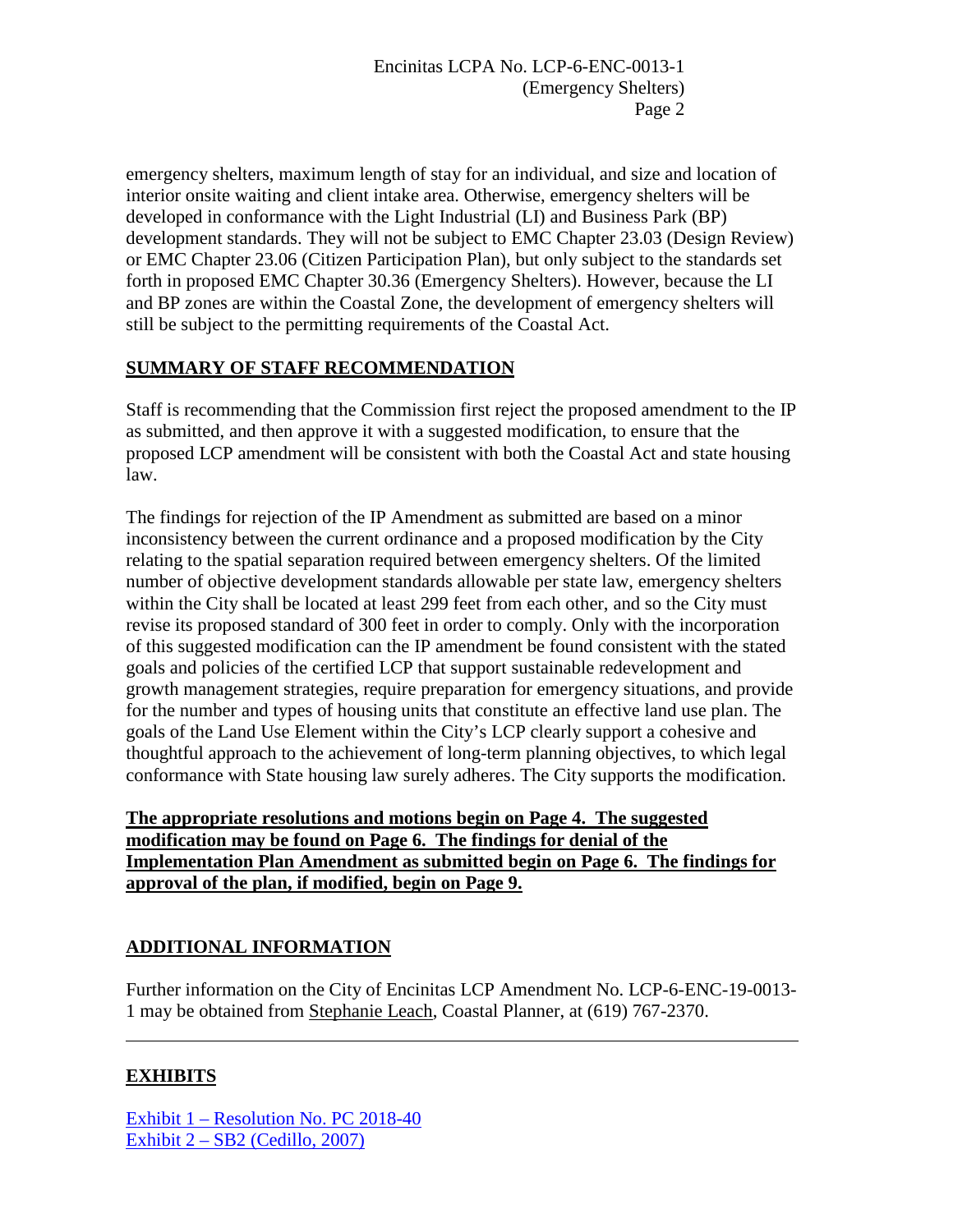emergency shelters, maximum length of stay for an individual, and size and location of interior onsite waiting and client intake area. Otherwise, emergency shelters will be developed in conformance with the Light Industrial (LI) and Business Park (BP) development standards. They will not be subject to EMC Chapter 23.03 (Design Review) or EMC Chapter 23.06 (Citizen Participation Plan), but only subject to the standards set forth in proposed EMC Chapter 30.36 (Emergency Shelters). However, because the LI and BP zones are within the Coastal Zone, the development of emergency shelters will still be subject to the permitting requirements of the Coastal Act.

## SUMMARY OF STAFF RECOMMENDATION

Staff is recommending that the Commission first reject the proposed amendment to the IP as submitted, and then approve it with a suggested modification, to ensure that the proposed LCP amendment will be consistent with both the Coastal Act and state housing law.

The findings for rejection of the IP Amendment as submitted are based on a minor inconsistency between the current ordinance and a proposed modification by the City relating to the spatial separation required between emergency shelters. Of the limited number of objective development standards allowable per state law, emergency shelters within the City shall be located at least 299 feet from each other, and so the City must revise its proposed standard of 300 feet in order to comply. Only with the incorporation of this suggested modification can the IP amendment be found consistent with the stated goals and policies of the certified LCP that support sustainable redevelopment and growth management strategies, require preparation for emergency situations, and provide for the number and types of housing units that constitute an effective land use plan. The goals of the Land Use Element within the City's LCP clearly support a cohesive and thoughtful approach to the achievement of long-term planning objectives, to which legal conformance with State housing law surely adheres. The City supports the modification.

**The appropriate resolutions and motions begin on Page 4. The suggested modification may be found on Page 6. The findings for denial of the Implementation Plan Amendment as submitted begin on Page 6. The findings for approval of the plan, if modified, begin on Page 9.**

## ADDITIONAL INFORMATION

Further information on the City of Encinitas LCP Amendment No. LCP-6-ENC-19-0013-1 may be obtained from Stephanie Leach, Coastal Planner, at (619) 767-2370.

---

## EXHIBITS

Exhibit 1 – Resolution No. PC 2018-40
Exhibit 2 – SB2 (Cedillo, 2007)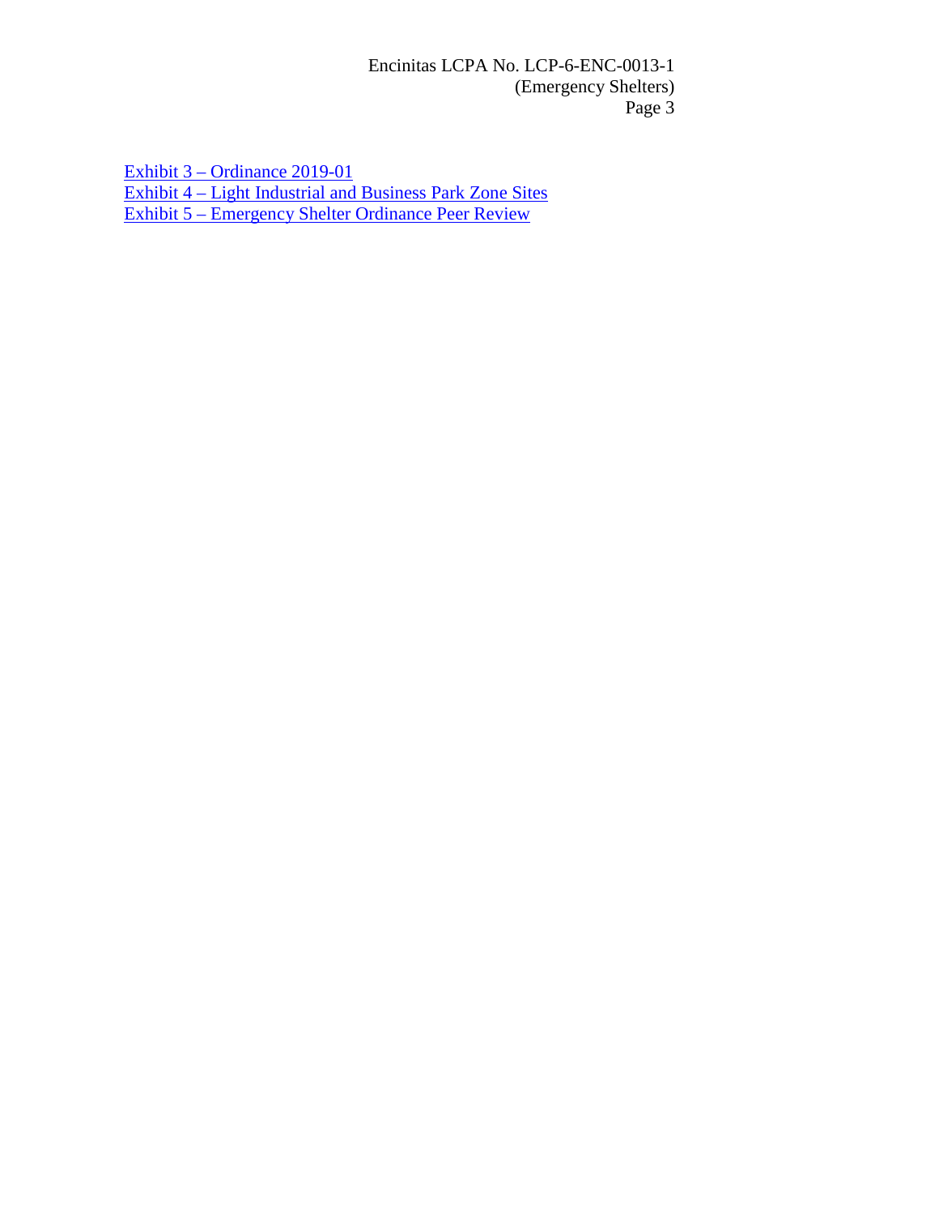Exhibit 3 – Ordinance 2019-01
Exhibit 4 – Light Industrial and Business Park Zone Sites
Exhibit 5 – Emergency Shelter Ordinance Peer Review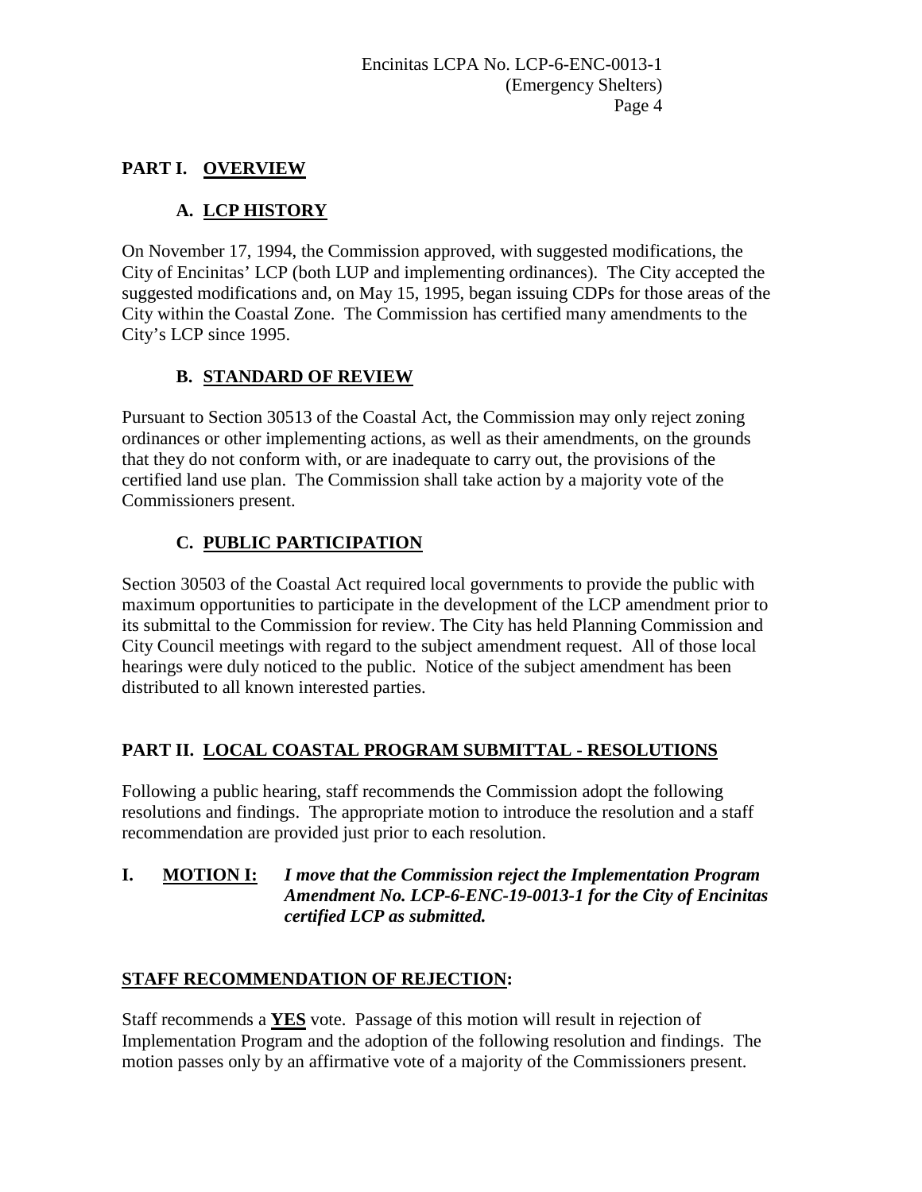## PART I. OVERVIEW

### A. LCP HISTORY

On November 17, 1994, the Commission approved, with suggested modifications, the City of Encinitas' LCP (both LUP and implementing ordinances). The City accepted the suggested modifications and, on May 15, 1995, began issuing CDPs for those areas of the City within the Coastal Zone. The Commission has certified many amendments to the City's LCP since 1995.

### B. STANDARD OF REVIEW

Pursuant to Section 30513 of the Coastal Act, the Commission may only reject zoning ordinances or other implementing actions, as well as their amendments, on the grounds that they do not conform with, or are inadequate to carry out, the provisions of the certified land use plan. The Commission shall take action by a majority vote of the Commissioners present.

### C. PUBLIC PARTICIPATION

Section 30503 of the Coastal Act required local governments to provide the public with maximum opportunities to participate in the development of the LCP amendment prior to its submittal to the Commission for review. The City has held Planning Commission and City Council meetings with regard to the subject amendment request. All of those local hearings were duly noticed to the public. Notice of the subject amendment has been distributed to all known interested parties.

## PART II. LOCAL COASTAL PROGRAM SUBMITTAL - RESOLUTIONS

Following a public hearing, staff recommends the Commission adopt the following resolutions and findings. The appropriate motion to introduce the resolution and a staff recommendation are provided just prior to each resolution.

**I. MOTION I:** ***I move that the Commission reject the Implementation Program Amendment No. LCP-6-ENC-19-0013-1 for the City of Encinitas certified LCP as submitted.***

**STAFF RECOMMENDATION OF REJECTION:**

Staff recommends a **YES** vote. Passage of this motion will result in rejection of Implementation Program and the adoption of the following resolution and findings. The motion passes only by an affirmative vote of a majority of the Commissioners present.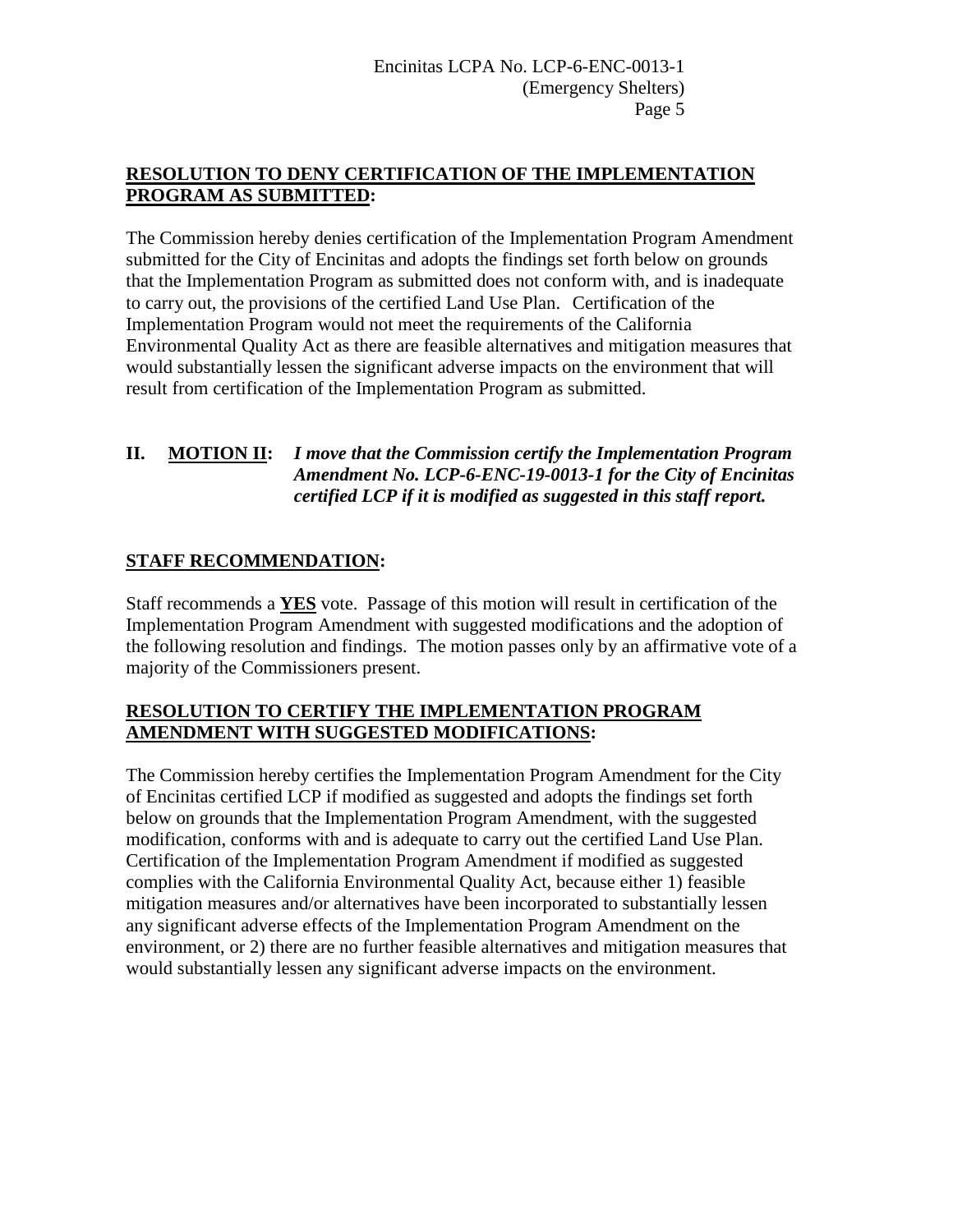**RESOLUTION TO DENY CERTIFICATION OF THE IMPLEMENTATION PROGRAM AS SUBMITTED:**

The Commission hereby denies certification of the Implementation Program Amendment submitted for the City of Encinitas and adopts the findings set forth below on grounds that the Implementation Program as submitted does not conform with, and is inadequate to carry out, the provisions of the certified Land Use Plan. Certification of the Implementation Program would not meet the requirements of the California Environmental Quality Act as there are feasible alternatives and mitigation measures that would substantially lessen the significant adverse impacts on the environment that will result from certification of the Implementation Program as submitted.

**II. MOTION II:** ***I move that the Commission certify the Implementation Program Amendment No. LCP-6-ENC-19-0013-1 for the City of Encinitas certified LCP if it is modified as suggested in this staff report.***

**STAFF RECOMMENDATION:**

Staff recommends a **YES** vote. Passage of this motion will result in certification of the Implementation Program Amendment with suggested modifications and the adoption of the following resolution and findings. The motion passes only by an affirmative vote of a majority of the Commissioners present.

**RESOLUTION TO CERTIFY THE IMPLEMENTATION PROGRAM AMENDMENT WITH SUGGESTED MODIFICATIONS:**

The Commission hereby certifies the Implementation Program Amendment for the City of Encinitas certified LCP if modified as suggested and adopts the findings set forth below on grounds that the Implementation Program Amendment, with the suggested modification, conforms with and is adequate to carry out the certified Land Use Plan. Certification of the Implementation Program Amendment if modified as suggested complies with the California Environmental Quality Act, because either 1) feasible mitigation measures and/or alternatives have been incorporated to substantially lessen any significant adverse effects of the Implementation Program Amendment on the environment, or 2) there are no further feasible alternatives and mitigation measures that would substantially lessen any significant adverse impacts on the environment.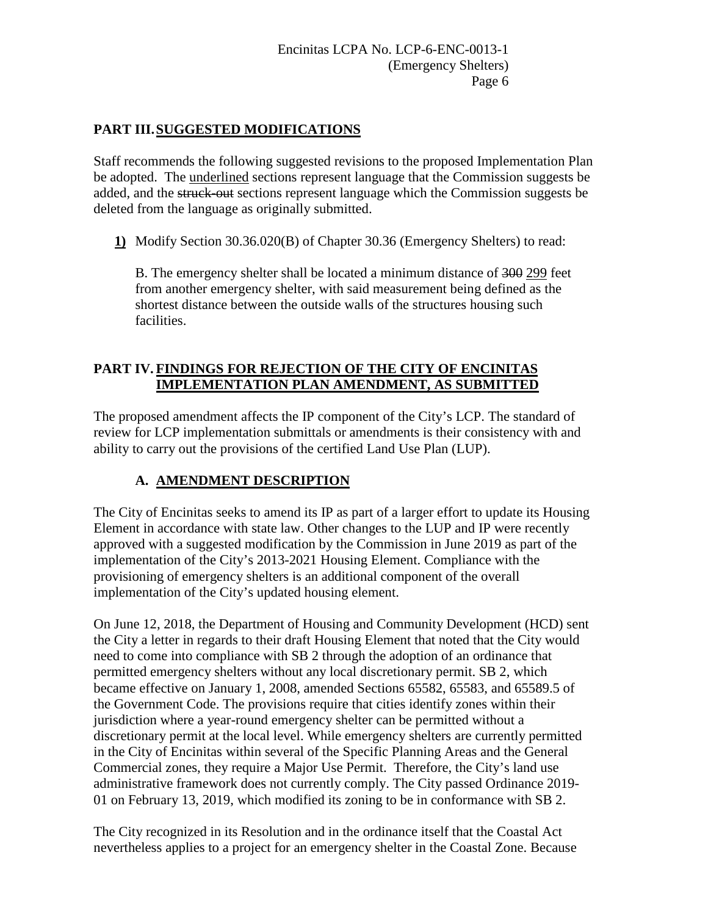## PART III. SUGGESTED MODIFICATIONS

Staff recommends the following suggested revisions to the proposed Implementation Plan be adopted. The underlined sections represent language that the Commission suggests be added, and the ~~struck-out~~ sections represent language which the Commission suggests be deleted from the language as originally submitted.

**1)** Modify Section 30.36.020(B) of Chapter 30.36 (Emergency Shelters) to read:

B. The emergency shelter shall be located a minimum distance of ~~300~~ 299 feet from another emergency shelter, with said measurement being defined as the shortest distance between the outside walls of the structures housing such facilities.

## PART IV. FINDINGS FOR REJECTION OF THE CITY OF ENCINITAS IMPLEMENTATION PLAN AMENDMENT, AS SUBMITTED

The proposed amendment affects the IP component of the City's LCP. The standard of review for LCP implementation submittals or amendments is their consistency with and ability to carry out the provisions of the certified Land Use Plan (LUP).

### A. AMENDMENT DESCRIPTION

The City of Encinitas seeks to amend its IP as part of a larger effort to update its Housing Element in accordance with state law. Other changes to the LUP and IP were recently approved with a suggested modification by the Commission in June 2019 as part of the implementation of the City's 2013-2021 Housing Element. Compliance with the provisioning of emergency shelters is an additional component of the overall implementation of the City's updated housing element.

On June 12, 2018, the Department of Housing and Community Development (HCD) sent the City a letter in regards to their draft Housing Element that noted that the City would need to come into compliance with SB 2 through the adoption of an ordinance that permitted emergency shelters without any local discretionary permit. SB 2, which became effective on January 1, 2008, amended Sections 65582, 65583, and 65589.5 of the Government Code. The provisions require that cities identify zones within their jurisdiction where a year-round emergency shelter can be permitted without a discretionary permit at the local level. While emergency shelters are currently permitted in the City of Encinitas within several of the Specific Planning Areas and the General Commercial zones, they require a Major Use Permit. Therefore, the City's land use administrative framework does not currently comply. The City passed Ordinance 2019-01 on February 13, 2019, which modified its zoning to be in conformance with SB 2.

The City recognized in its Resolution and in the ordinance itself that the Coastal Act nevertheless applies to a project for an emergency shelter in the Coastal Zone. Because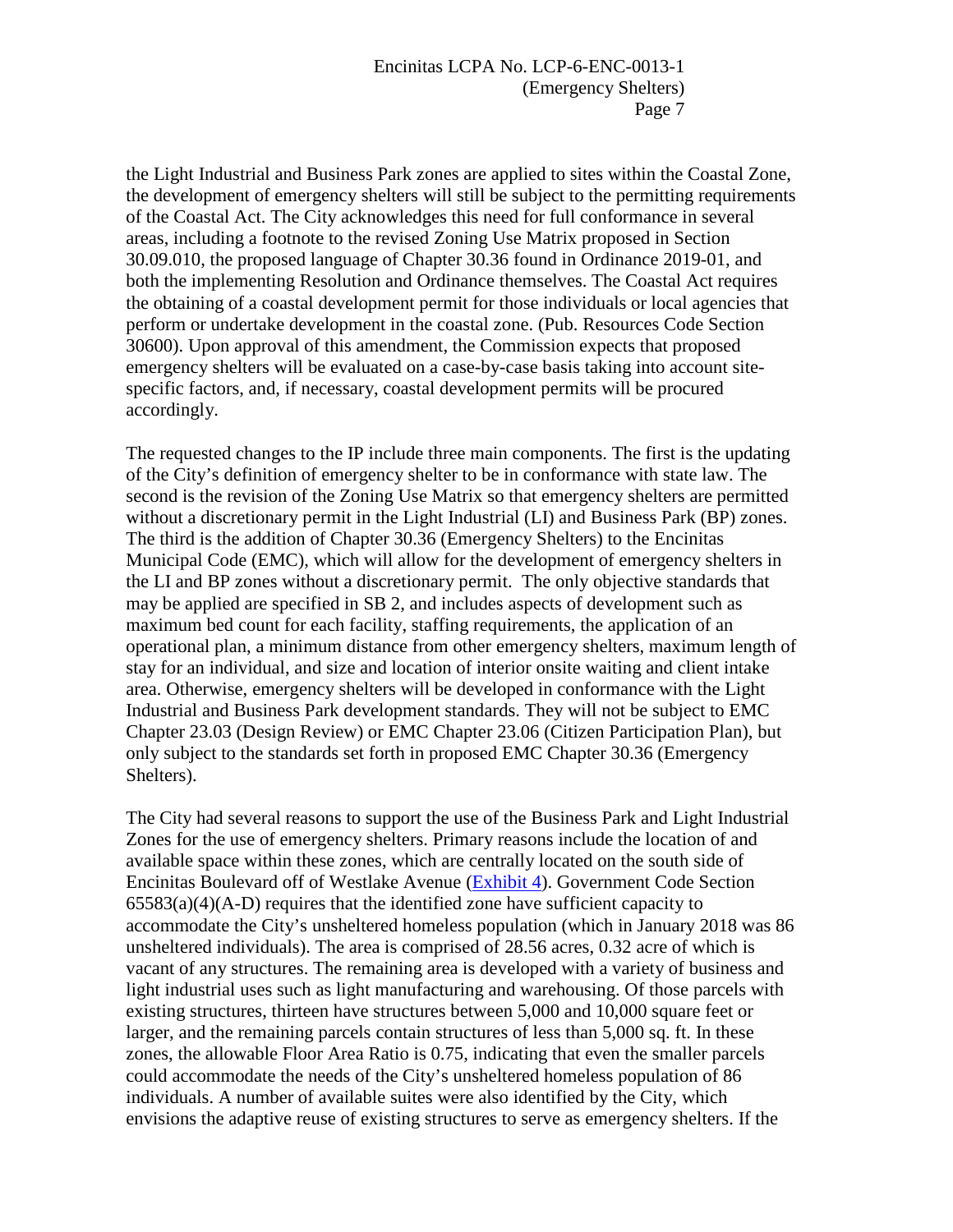the Light Industrial and Business Park zones are applied to sites within the Coastal Zone, the development of emergency shelters will still be subject to the permitting requirements of the Coastal Act. The City acknowledges this need for full conformance in several areas, including a footnote to the revised Zoning Use Matrix proposed in Section 30.09.010, the proposed language of Chapter 30.36 found in Ordinance 2019-01, and both the implementing Resolution and Ordinance themselves. The Coastal Act requires the obtaining of a coastal development permit for those individuals or local agencies that perform or undertake development in the coastal zone. (Pub. Resources Code Section 30600). Upon approval of this amendment, the Commission expects that proposed emergency shelters will be evaluated on a case-by-case basis taking into account site-specific factors, and, if necessary, coastal development permits will be procured accordingly.

The requested changes to the IP include three main components. The first is the updating of the City's definition of emergency shelter to be in conformance with state law. The second is the revision of the Zoning Use Matrix so that emergency shelters are permitted without a discretionary permit in the Light Industrial (LI) and Business Park (BP) zones. The third is the addition of Chapter 30.36 (Emergency Shelters) to the Encinitas Municipal Code (EMC), which will allow for the development of emergency shelters in the LI and BP zones without a discretionary permit. The only objective standards that may be applied are specified in SB 2, and includes aspects of development such as maximum bed count for each facility, staffing requirements, the application of an operational plan, a minimum distance from other emergency shelters, maximum length of stay for an individual, and size and location of interior onsite waiting and client intake area. Otherwise, emergency shelters will be developed in conformance with the Light Industrial and Business Park development standards. They will not be subject to EMC Chapter 23.03 (Design Review) or EMC Chapter 23.06 (Citizen Participation Plan), but only subject to the standards set forth in proposed EMC Chapter 30.36 (Emergency Shelters).

The City had several reasons to support the use of the Business Park and Light Industrial Zones for the use of emergency shelters. Primary reasons include the location of and available space within these zones, which are centrally located on the south side of Encinitas Boulevard off of Westlake Avenue (Exhibit 4). Government Code Section 65583(a)(4)(A-D) requires that the identified zone have sufficient capacity to accommodate the City's unsheltered homeless population (which in January 2018 was 86 unsheltered individuals). The area is comprised of 28.56 acres, 0.32 acre of which is vacant of any structures. The remaining area is developed with a variety of business and light industrial uses such as light manufacturing and warehousing. Of those parcels with existing structures, thirteen have structures between 5,000 and 10,000 square feet or larger, and the remaining parcels contain structures of less than 5,000 sq. ft. In these zones, the allowable Floor Area Ratio is 0.75, indicating that even the smaller parcels could accommodate the needs of the City's unsheltered homeless population of 86 individuals. A number of available suites were also identified by the City, which envisions the adaptive reuse of existing structures to serve as emergency shelters. If the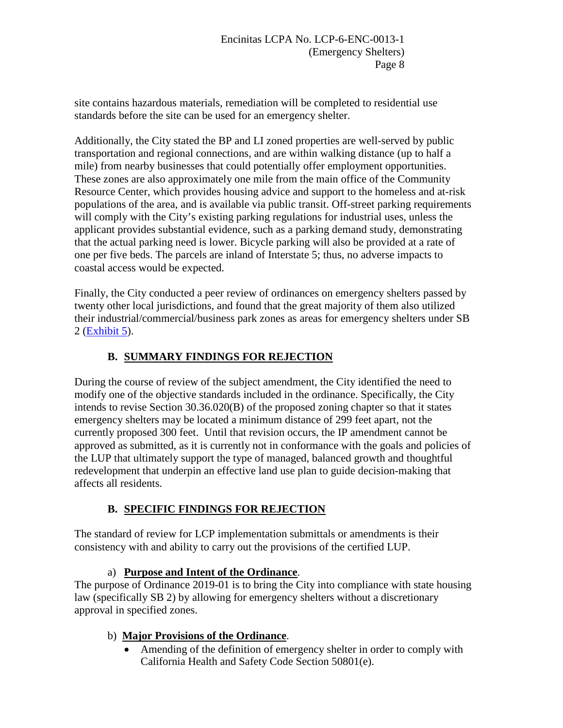site contains hazardous materials, remediation will be completed to residential use standards before the site can be used for an emergency shelter.

Additionally, the City stated the BP and LI zoned properties are well-served by public transportation and regional connections, and are within walking distance (up to half a mile) from nearby businesses that could potentially offer employment opportunities. These zones are also approximately one mile from the main office of the Community Resource Center, which provides housing advice and support to the homeless and at-risk populations of the area, and is available via public transit. Off-street parking requirements will comply with the City's existing parking regulations for industrial uses, unless the applicant provides substantial evidence, such as a parking demand study, demonstrating that the actual parking need is lower. Bicycle parking will also be provided at a rate of one per five beds. The parcels are inland of Interstate 5; thus, no adverse impacts to coastal access would be expected.

Finally, the City conducted a peer review of ordinances on emergency shelters passed by twenty other local jurisdictions, and found that the great majority of them also utilized their industrial/commercial/business park zones as areas for emergency shelters under SB 2 (Exhibit 5).

## B. SUMMARY FINDINGS FOR REJECTION

During the course of review of the subject amendment, the City identified the need to modify one of the objective standards included in the ordinance. Specifically, the City intends to revise Section 30.36.020(B) of the proposed zoning chapter so that it states emergency shelters may be located a minimum distance of 299 feet apart, not the currently proposed 300 feet. Until that revision occurs, the IP amendment cannot be approved as submitted, as it is currently not in conformance with the goals and policies of the LUP that ultimately support the type of managed, balanced growth and thoughtful redevelopment that underpin an effective land use plan to guide decision-making that affects all residents.

## B. SPECIFIC FINDINGS FOR REJECTION

The standard of review for LCP implementation submittals or amendments is their consistency with and ability to carry out the provisions of the certified LUP.

a) **Purpose and Intent of the Ordinance**.

The purpose of Ordinance 2019-01 is to bring the City into compliance with state housing law (specifically SB 2) by allowing for emergency shelters without a discretionary approval in specified zones.

b) **Major Provisions of the Ordinance**.

- Amending of the definition of emergency shelter in order to comply with California Health and Safety Code Section 50801(e).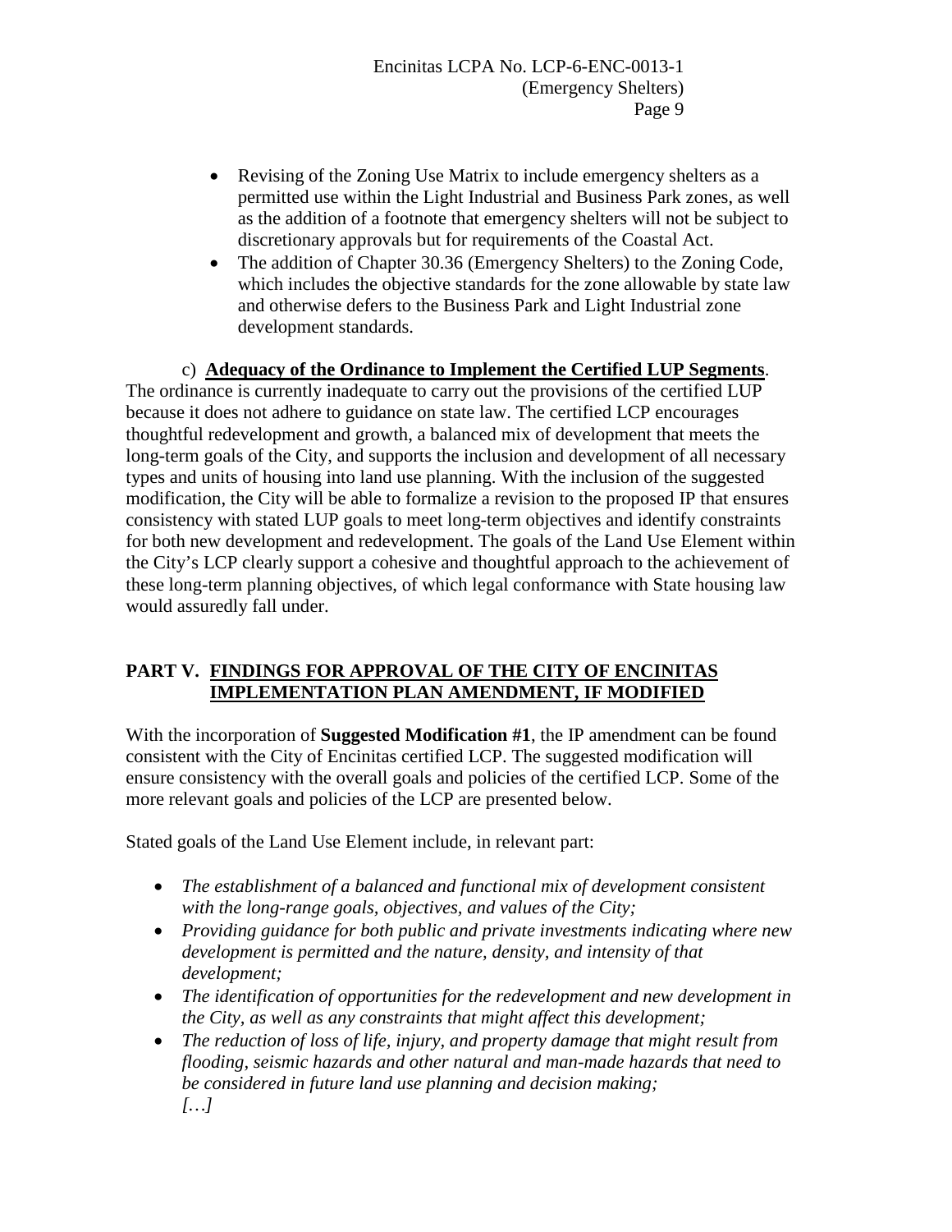- Revising of the Zoning Use Matrix to include emergency shelters as a permitted use within the Light Industrial and Business Park zones, as well as the addition of a footnote that emergency shelters will not be subject to discretionary approvals but for requirements of the Coastal Act.
- The addition of Chapter 30.36 (Emergency Shelters) to the Zoning Code, which includes the objective standards for the zone allowable by state law and otherwise defers to the Business Park and Light Industrial zone development standards.

c) **Adequacy of the Ordinance to Implement the Certified LUP Segments**. The ordinance is currently inadequate to carry out the provisions of the certified LUP because it does not adhere to guidance on state law. The certified LCP encourages thoughtful redevelopment and growth, a balanced mix of development that meets the long-term goals of the City, and supports the inclusion and development of all necessary types and units of housing into land use planning. With the inclusion of the suggested modification, the City will be able to formalize a revision to the proposed IP that ensures consistency with stated LUP goals to meet long-term objectives and identify constraints for both new development and redevelopment. The goals of the Land Use Element within the City's LCP clearly support a cohesive and thoughtful approach to the achievement of these long-term planning objectives, of which legal conformance with State housing law would assuredly fall under.

## PART V. FINDINGS FOR APPROVAL OF THE CITY OF ENCINITAS IMPLEMENTATION PLAN AMENDMENT, IF MODIFIED

With the incorporation of **Suggested Modification #1**, the IP amendment can be found consistent with the City of Encinitas certified LCP. The suggested modification will ensure consistency with the overall goals and policies of the certified LCP. Some of the more relevant goals and policies of the LCP are presented below.

Stated goals of the Land Use Element include, in relevant part:

- *The establishment of a balanced and functional mix of development consistent with the long-range goals, objectives, and values of the City;*
- *Providing guidance for both public and private investments indicating where new development is permitted and the nature, density, and intensity of that development;*
- *The identification of opportunities for the redevelopment and new development in the City, as well as any constraints that might affect this development;*
- *The reduction of loss of life, injury, and property damage that might result from flooding, seismic hazards and other natural and man-made hazards that need to be considered in future land use planning and decision making;*
  *[…]*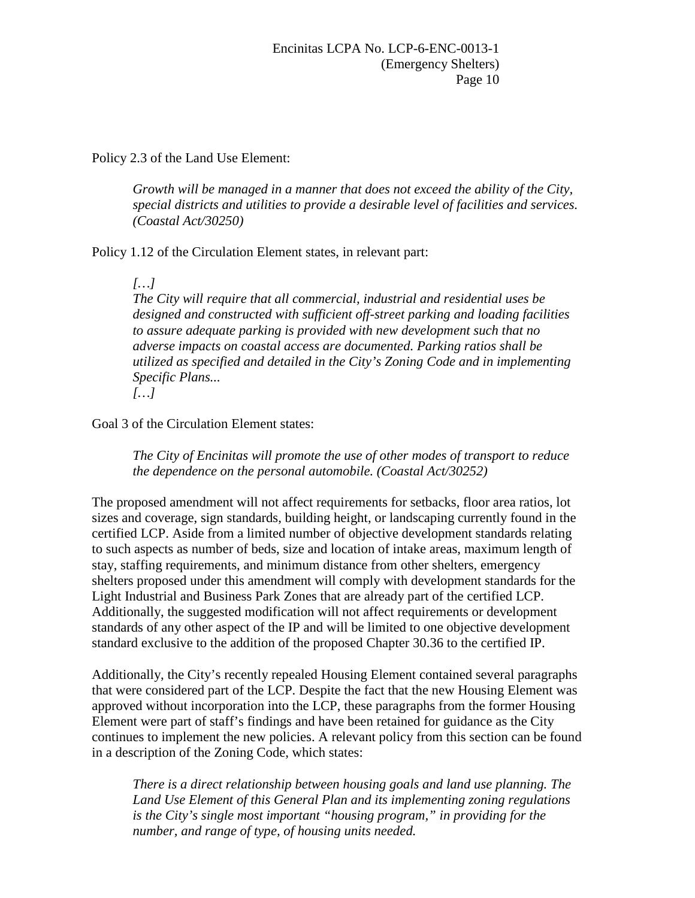Policy 2.3 of the Land Use Element:

> *Growth will be managed in a manner that does not exceed the ability of the City, special districts and utilities to provide a desirable level of facilities and services. (Coastal Act/30250)*

Policy 1.12 of the Circulation Element states, in relevant part:

> *[…]*
> *The City will require that all commercial, industrial and residential uses be designed and constructed with sufficient off-street parking and loading facilities to assure adequate parking is provided with new development such that no adverse impacts on coastal access are documented. Parking ratios shall be utilized as specified and detailed in the City's Zoning Code and in implementing Specific Plans...*
> *[…]*

Goal 3 of the Circulation Element states:

> *The City of Encinitas will promote the use of other modes of transport to reduce the dependence on the personal automobile. (Coastal Act/30252)*

The proposed amendment will not affect requirements for setbacks, floor area ratios, lot sizes and coverage, sign standards, building height, or landscaping currently found in the certified LCP. Aside from a limited number of objective development standards relating to such aspects as number of beds, size and location of intake areas, maximum length of stay, staffing requirements, and minimum distance from other shelters, emergency shelters proposed under this amendment will comply with development standards for the Light Industrial and Business Park Zones that are already part of the certified LCP. Additionally, the suggested modification will not affect requirements or development standards of any other aspect of the IP and will be limited to one objective development standard exclusive to the addition of the proposed Chapter 30.36 to the certified IP.

Additionally, the City's recently repealed Housing Element contained several paragraphs that were considered part of the LCP. Despite the fact that the new Housing Element was approved without incorporation into the LCP, these paragraphs from the former Housing Element were part of staff's findings and have been retained for guidance as the City continues to implement the new policies. A relevant policy from this section can be found in a description of the Zoning Code, which states:

> *There is a direct relationship between housing goals and land use planning. The Land Use Element of this General Plan and its implementing zoning regulations is the City's single most important "housing program," in providing for the number, and range of type, of housing units needed.*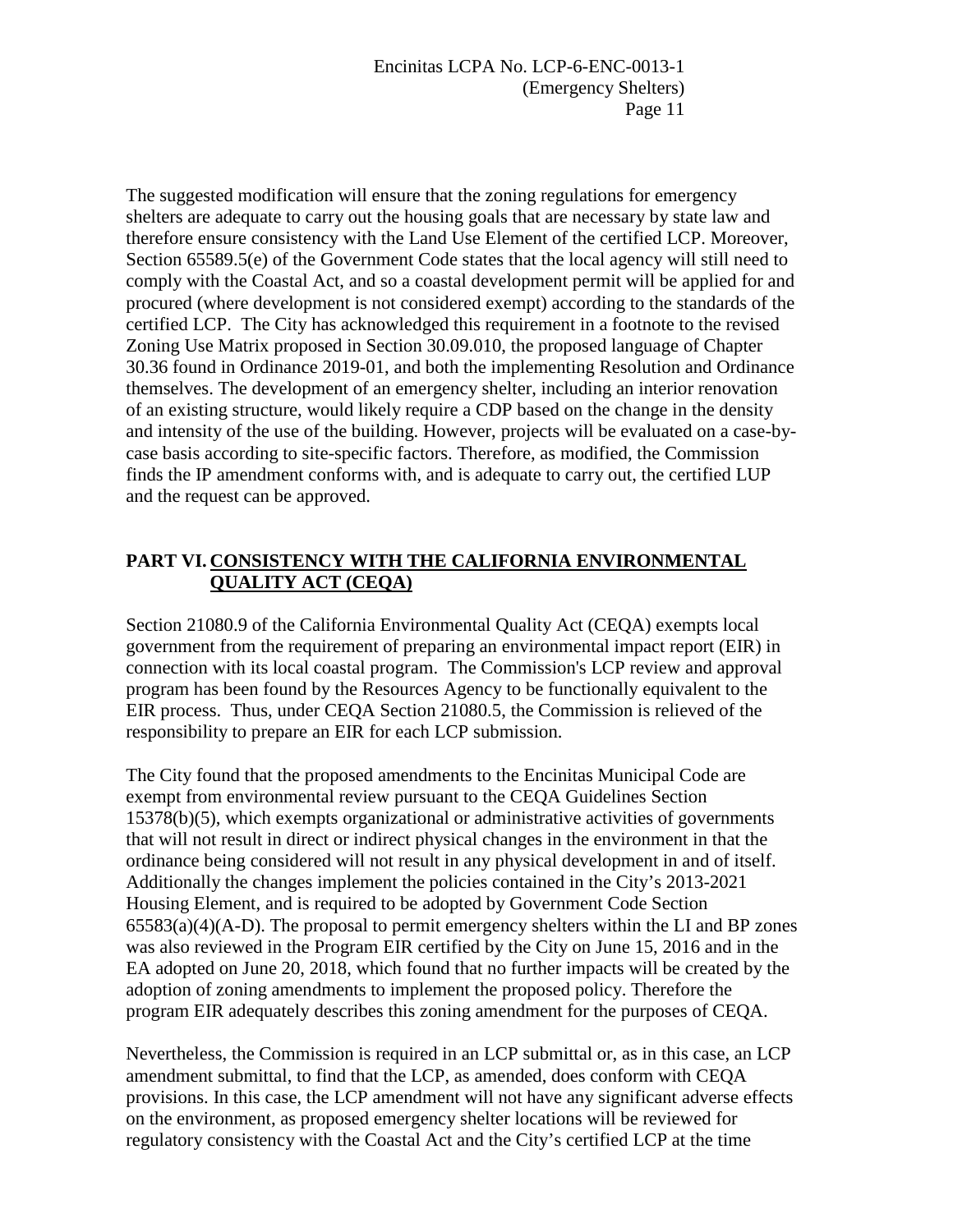The suggested modification will ensure that the zoning regulations for emergency shelters are adequate to carry out the housing goals that are necessary by state law and therefore ensure consistency with the Land Use Element of the certified LCP. Moreover, Section 65589.5(e) of the Government Code states that the local agency will still need to comply with the Coastal Act, and so a coastal development permit will be applied for and procured (where development is not considered exempt) according to the standards of the certified LCP. The City has acknowledged this requirement in a footnote to the revised Zoning Use Matrix proposed in Section 30.09.010, the proposed language of Chapter 30.36 found in Ordinance 2019-01, and both the implementing Resolution and Ordinance themselves. The development of an emergency shelter, including an interior renovation of an existing structure, would likely require a CDP based on the change in the density and intensity of the use of the building. However, projects will be evaluated on a case-by-case basis according to site-specific factors. Therefore, as modified, the Commission finds the IP amendment conforms with, and is adequate to carry out, the certified LUP and the request can be approved.

## PART VI. CONSISTENCY WITH THE CALIFORNIA ENVIRONMENTAL QUALITY ACT (CEQA)

Section 21080.9 of the California Environmental Quality Act (CEQA) exempts local government from the requirement of preparing an environmental impact report (EIR) in connection with its local coastal program. The Commission's LCP review and approval program has been found by the Resources Agency to be functionally equivalent to the EIR process. Thus, under CEQA Section 21080.5, the Commission is relieved of the responsibility to prepare an EIR for each LCP submission.

The City found that the proposed amendments to the Encinitas Municipal Code are exempt from environmental review pursuant to the CEQA Guidelines Section 15378(b)(5), which exempts organizational or administrative activities of governments that will not result in direct or indirect physical changes in the environment in that the ordinance being considered will not result in any physical development in and of itself. Additionally the changes implement the policies contained in the City's 2013-2021 Housing Element, and is required to be adopted by Government Code Section 65583(a)(4)(A-D). The proposal to permit emergency shelters within the LI and BP zones was also reviewed in the Program EIR certified by the City on June 15, 2016 and in the EA adopted on June 20, 2018, which found that no further impacts will be created by the adoption of zoning amendments to implement the proposed policy. Therefore the program EIR adequately describes this zoning amendment for the purposes of CEQA.

Nevertheless, the Commission is required in an LCP submittal or, as in this case, an LCP amendment submittal, to find that the LCP, as amended, does conform with CEQA provisions. In this case, the LCP amendment will not have any significant adverse effects on the environment, as proposed emergency shelter locations will be reviewed for regulatory consistency with the Coastal Act and the City's certified LCP at the time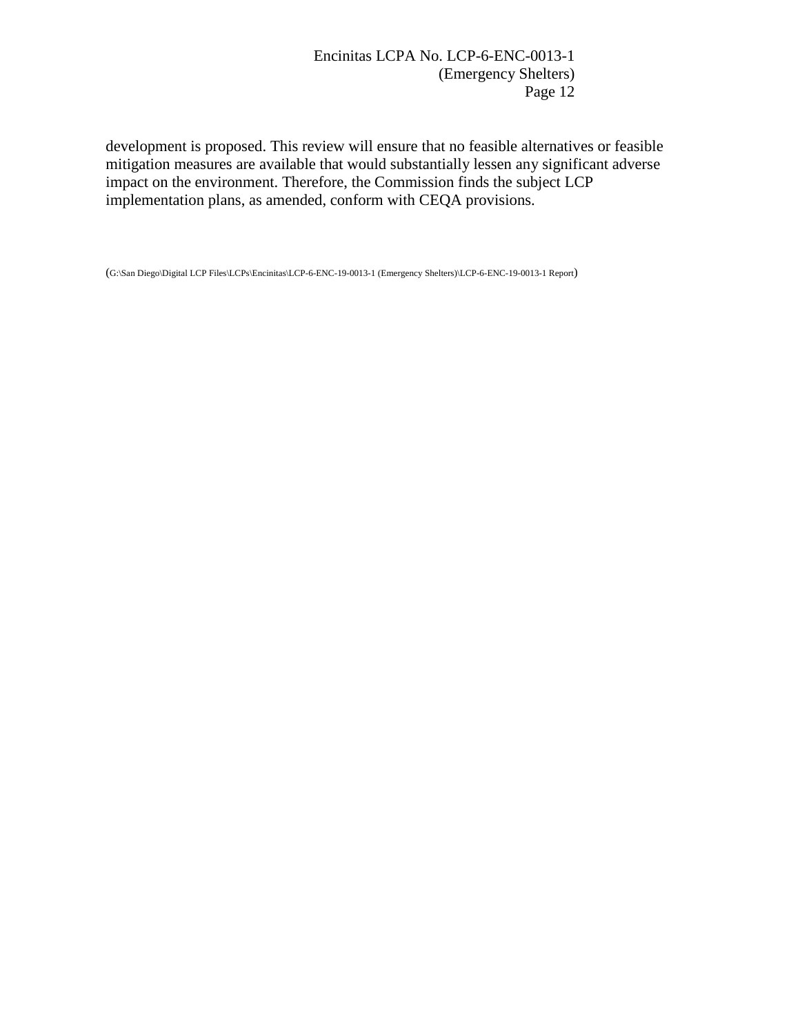development is proposed. This review will ensure that no feasible alternatives or feasible mitigation measures are available that would substantially lessen any significant adverse impact on the environment. Therefore, the Commission finds the subject LCP implementation plans, as amended, conform with CEQA provisions.

(G:\San Diego\Digital LCP Files\LCPs\Encinitas\LCP-6-ENC-19-0013-1 (Emergency Shelters)\LCP-6-ENC-19-0013-1 Report)